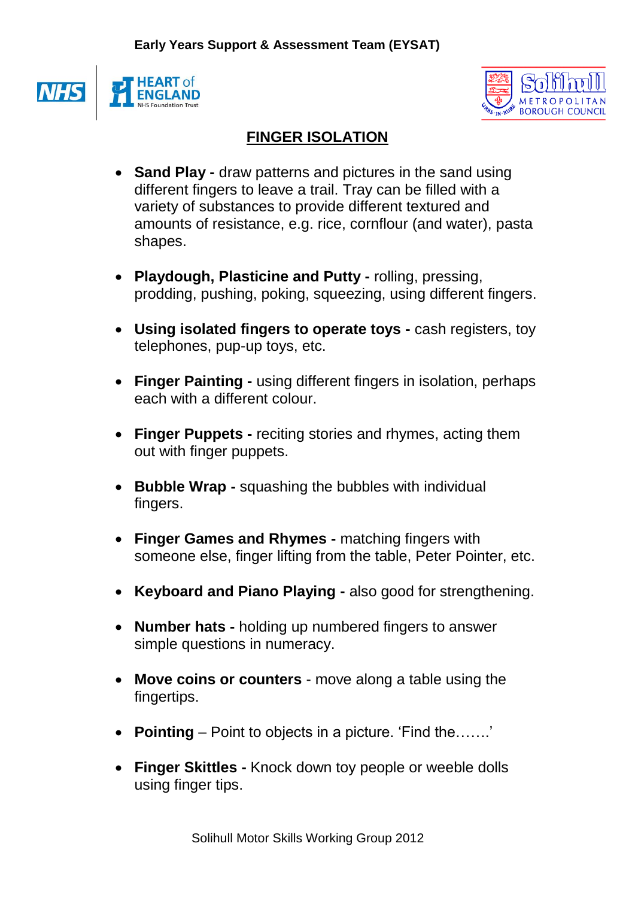Early Years Support & Assessment Team (EYSAT)

# FINGER ISOLATION

- **Sand Play -** draw patterns and pictures in the sand using different fingers to leave a trail. Tray can be filled with a variety of substances to provide different textured and amounts of resistance, e.g. rice, cornflour (and water), pasta shapes.

- **Playdough, Plasticine and Putty -** rolling, pressing, prodding, pushing, poking, squeezing, using different fingers.

- **Using isolated fingers to operate toys -** cash registers, toy telephones, pup-up toys, etc.

- **Finger Painting -** using different fingers in isolation, perhaps each with a different colour.

- **Finger Puppets -** reciting stories and rhymes, acting them out with finger puppets.

- **Bubble Wrap -** squashing the bubbles with individual fingers.

- **Finger Games and Rhymes -** matching fingers with someone else, finger lifting from the table, Peter Pointer, etc.

- **Keyboard and Piano Playing -** also good for strengthening.

- **Number hats -** holding up numbered fingers to answer simple questions in numeracy.

- **Move coins or counters** - move along a table using the fingertips.

- **Pointing** – Point to objects in a picture. 'Find the…….'

- **Finger Skittles -** Knock down toy people or weeble dolls using finger tips.

Solihull Motor Skills Working Group 2012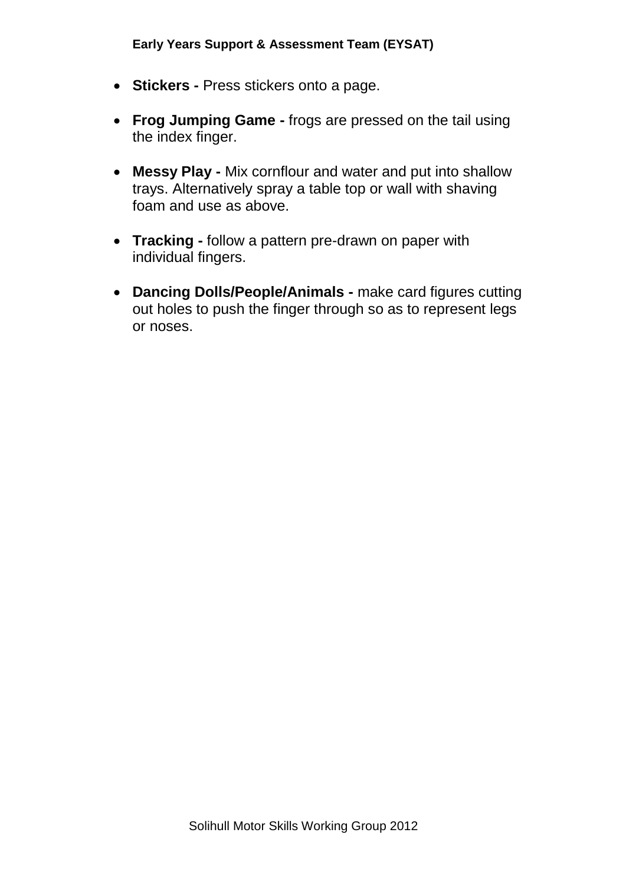- **Stickers -** Press stickers onto a page.
- **Frog Jumping Game -** frogs are pressed on the tail using the index finger.
- **Messy Play -** Mix cornflour and water and put into shallow trays. Alternatively spray a table top or wall with shaving foam and use as above.
- **Tracking -** follow a pattern pre-drawn on paper with individual fingers.
- **Dancing Dolls/People/Animals -** make card figures cutting out holes to push the finger through so as to represent legs or noses.